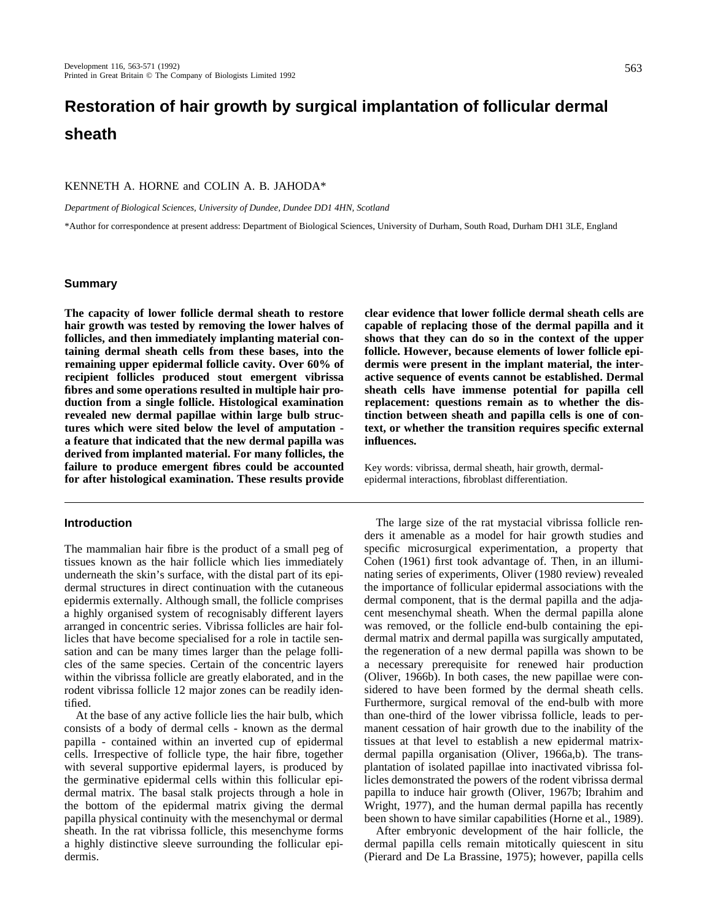# Restoration of hair growth by surgical implantation of follicular dermal sheath

KENNETH A. HORNE and COLIN A. B. JAHODA*

*Department of Biological Sciences, University of Dundee, Dundee DD1 4HN, Scotland*

*Author for correspondence at present address: Department of Biological Sciences, University of Durham, South Road, Durham DH1 3LE, England

## Summary

**The capacity of lower follicle dermal sheath to restore hair growth was tested by removing the lower halves of follicles, and then immediately implanting material containing dermal sheath cells from these bases, into the remaining upper epidermal follicle cavity. Over 60% of recipient follicles produced stout emergent vibrissa fibres and some operations resulted in multiple hair production from a single follicle. Histological examination revealed new dermal papillae within large bulb structures which were sited below the level of amputation - a feature that indicated that the new dermal papilla was derived from implanted material. For many follicles, the failure to produce emergent fibres could be accounted for after histological examination. These results provide clear evidence that lower follicle dermal sheath cells are capable of replacing those of the dermal papilla and it shows that they can do so in the context of the upper follicle. However, because elements of lower follicle epidermis were present in the implant material, the interactive sequence of events cannot be established. Dermal sheath cells have immense potential for papilla cell replacement: questions remain as to whether the distinction between sheath and papilla cells is one of context, or whether the transition requires specific external influences.**

Key words: vibrissa, dermal sheath, hair growth, dermal-epidermal interactions, fibroblast differentiation.

## Introduction

The mammalian hair fibre is the product of a small peg of tissues known as the hair follicle which lies immediately underneath the skin's surface, with the distal part of its epidermal structures in direct continuation with the cutaneous epidermis externally. Although small, the follicle comprises a highly organised system of recognisably different layers arranged in concentric series. Vibrissa follicles are hair follicles that have become specialised for a role in tactile sensation and can be many times larger than the pelage follicles of the same species. Certain of the concentric layers within the vibrissa follicle are greatly elaborated, and in the rodent vibrissa follicle 12 major zones can be readily identified.

At the base of any active follicle lies the hair bulb, which consists of a body of dermal cells - known as the dermal papilla - contained within an inverted cup of epidermal cells. Irrespective of follicle type, the hair fibre, together with several supportive epidermal layers, is produced by the germinative epidermal cells within this follicular epidermal matrix. The basal stalk projects through a hole in the bottom of the epidermal matrix giving the dermal papilla physical continuity with the mesenchymal or dermal sheath. In the rat vibrissa follicle, this mesenchyme forms a highly distinctive sleeve surrounding the follicular epidermis.

The large size of the rat mystacial vibrissa follicle renders it amenable as a model for hair growth studies and specific microsurgical experimentation, a property that Cohen (1961) first took advantage of. Then, in an illuminating series of experiments, Oliver (1980 review) revealed the importance of follicular epidermal associations with the dermal component, that is the dermal papilla and the adjacent mesenchymal sheath. When the dermal papilla alone was removed, or the follicle end-bulb containing the epidermal matrix and dermal papilla was surgically amputated, the regeneration of a new dermal papilla was shown to be a necessary prerequisite for renewed hair production (Oliver, 1966b). In both cases, the new papillae were considered to have been formed by the dermal sheath cells. Furthermore, surgical removal of the end-bulb with more than one-third of the lower vibrissa follicle, leads to permanent cessation of hair growth due to the inability of the tissues at that level to establish a new epidermal matrix-dermal papilla organisation (Oliver, 1966a,b). The transplantation of isolated papillae into inactivated vibrissa follicles demonstrated the powers of the rodent vibrissa dermal papilla to induce hair growth (Oliver, 1967b; Ibrahim and Wright, 1977), and the human dermal papilla has recently been shown to have similar capabilities (Horne et al., 1989).

After embryonic development of the hair follicle, the dermal papilla cells remain mitotically quiescent in situ (Pierard and De La Brassine, 1975); however, papilla cells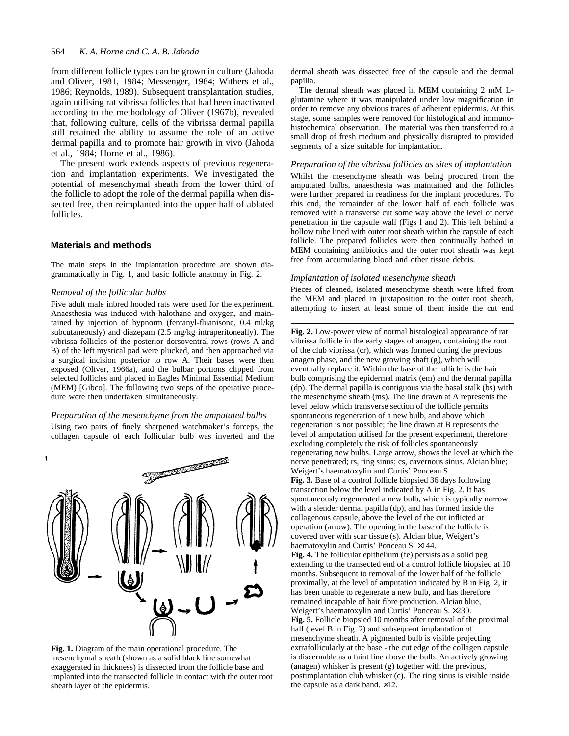from different follicle types can be grown in culture (Jahoda and Oliver, 1981, 1984; Messenger, 1984; Withers et al., 1986; Reynolds, 1989). Subsequent transplantation studies, again utilising rat vibrissa follicles that had been inactivated according to the methodology of Oliver (1967b), revealed that, following culture, cells of the vibrissa dermal papilla still retained the ability to assume the role of an active dermal papilla and to promote hair growth in vivo (Jahoda et al., 1984; Horne et al., 1986).

The present work extends aspects of previous regeneration and implantation experiments. We investigated the potential of mesenchymal sheath from the lower third of the follicle to adopt the role of the dermal papilla when dissected free, then reimplanted into the upper half of ablated follicles.

## Materials and methods

The main steps in the implantation procedure are shown diagrammatically in Fig. 1, and basic follicle anatomy in Fig. 2.

### *Removal of the follicular bulbs*

Five adult male inbred hooded rats were used for the experiment. Anaesthesia was induced with halothane and oxygen, and maintained by injection of hypnorm (fentanyl-fluanisone, 0.4 ml/kg subcutaneously) and diazepam (2.5 mg/kg intraperitoneally). The vibrissa follicles of the posterior dorsoventral rows (rows A and B) of the left mystical pad were plucked, and then approached via a surgical incision posterior to row A. Their bases were then exposed (Oliver, 1966a), and the bulbar portions clipped from selected follicles and placed in Eagles Minimal Essential Medium (MEM) [Gibco]. The following two steps of the operative procedure were then undertaken simultaneously.

### *Preparation of the mesenchyme from the amputated bulbs*

Using two pairs of finely sharpened watchmaker's forceps, the collagen capsule of each follicular bulb was inverted and the dermal sheath was dissected free of the capsule and the dermal papilla.

The dermal sheath was placed in MEM containing 2 mM L-glutamine where it was manipulated under low magnification in order to remove any obvious traces of adherent epidermis. At this stage, some samples were removed for histological and immunohistochemical observation. The material was then transferred to a small drop of fresh medium and physically disrupted to provided segments of a size suitable for implantation.

### *Preparation of the vibrissa follicles as sites of implantation*

Whilst the mesenchyme sheath was being procured from the amputated bulbs, anaesthesia was maintained and the follicles were further prepared in readiness for the implant procedures. To this end, the remainder of the lower half of each follicle was removed with a transverse cut some way above the level of nerve penetration in the capsule wall (Figs l and 2). This left behind a hollow tube lined with outer root sheath within the capsule of each follicle. The prepared follicles were then continually bathed in MEM containing antibiotics and the outer root sheath was kept free from accumulating blood and other tissue debris.

### *Implantation of isolated mesenchyme sheath*

Pieces of cleaned, isolated mesenchyme sheath were lifted from the MEM and placed in juxtaposition to the outer root sheath, attempting to insert at least some of them inside the cut end

**Fig. 1.** Diagram of the main operational procedure. The mesenchymal sheath (shown as a solid black line somewhat exaggerated in thickness) is dissected from the follicle base and implanted into the transected follicle in contact with the outer root sheath layer of the epidermis.

**Fig. 2.** Low-power view of normal histological appearance of rat vibrissa follicle in the early stages of anagen, containing the root of the club vibrissa (cr), which was formed during the previous anagen phase, and the new growing shaft (g), which will eventually replace it. Within the base of the follicle is the hair bulb comprising the epidermal matrix (em) and the dermal papilla (dp). The dermal papilla is contiguous via the basal stalk (bs) with the mesenchyme sheath (ms). The line drawn at A represents the level below which transverse section of the follicle permits spontaneous regeneration of a new bulb, and above which regeneration is not possible; the line drawn at B represents the level of amputation utilised for the present experiment, therefore excluding completely the risk of follicles spontaneously regenerating new bulbs. Large arrow, shows the level at which the nerve penetrated; rs, ring sinus; cs, cavernous sinus. Alcian blue; Weigert's haematoxylin and Curtis' Ponceau S.

**Fig. 3.** Base of a control follicle biopsied 36 days following transection below the level indicated by A in Fig. 2. It has spontaneously regenerated a new bulb, which is typically narrow with a slender dermal papilla (dp), and has formed inside the collagenous capsule, above the level of the cut inflicted at operation (arrow). The opening in the base of the follicle is covered over with scar tissue (s). Alcian blue, Weigert's haematoxylin and Curtis' Ponceau S. ×144.

**Fig. 4.** The follicular epithelium (fe) persists as a solid peg extending to the transected end of a control follicle biopsied at 10 months. Subsequent to removal of the lower half of the follicle proximally, at the level of amputation indicated by B in Fig. 2, it has been unable to regenerate a new bulb, and has therefore remained incapable of hair fibre production. Alcian blue, Weigert's haematoxylin and Curtis' Ponceau S. ×230.

**Fig. 5.** Follicle biopsied 10 months after removal of the proximal half (level B in Fig. 2) and subsequent implantation of mesenchyme sheath. A pigmented bulb is visible projecting extrafollicularly at the base - the cut edge of the collagen capsule is discernable as a faint line above the bulb. An actively growing (anagen) whisker is present (g) together with the previous, postimplantation club whisker (c). The ring sinus is visible inside the capsule as a dark band. ×12.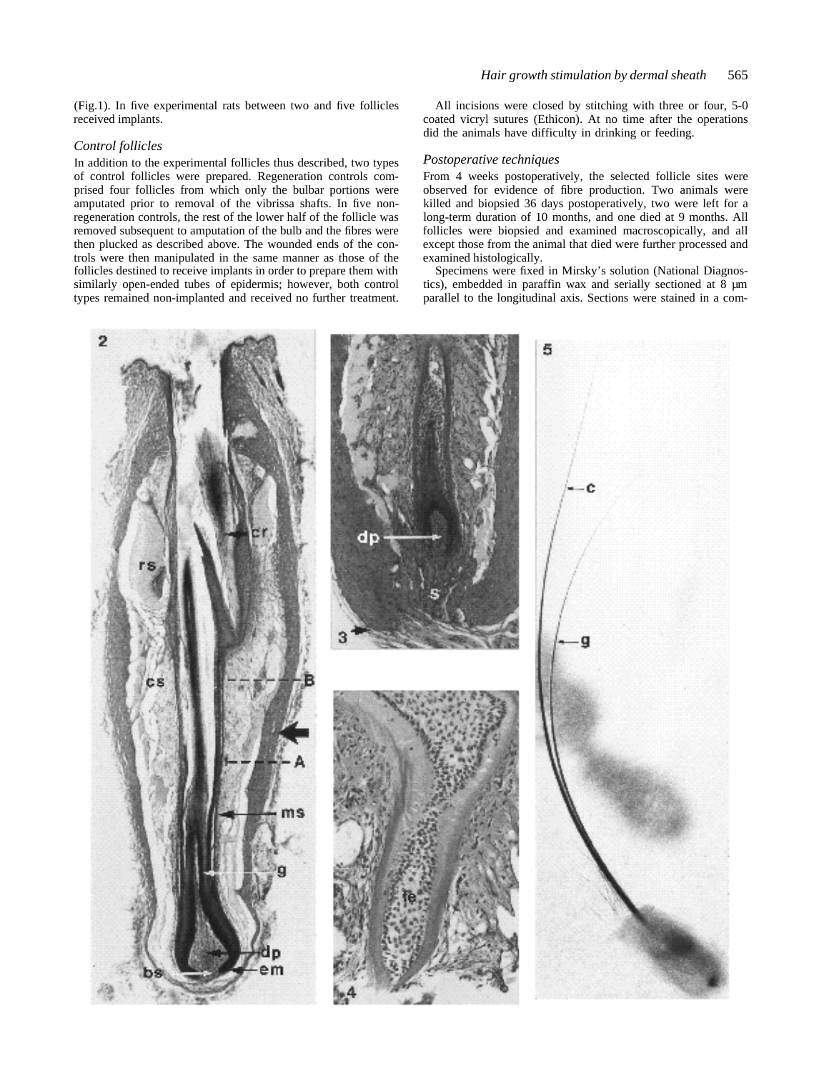(Fig.1). In five experimental rats between two and five follicles received implants.

### Control follicles

In addition to the experimental follicles thus described, two types of control follicles were prepared. Regeneration controls comprised four follicles from which only the bulbar portions were amputated prior to removal of the vibrissa shafts. In five non-regeneration controls, the rest of the lower half of the follicle was removed subsequent to amputation of the bulb and the fibres were then plucked as described above. The wounded ends of the controls were then manipulated in the same manner as those of the follicles destined to receive implants in order to prepare them with similarly open-ended tubes of epidermis; however, both control types remained non-implanted and received no further treatment.

All incisions were closed by stitching with three or four, 5-0 coated vicryl sutures (Ethicon). At no time after the operations did the animals have difficulty in drinking or feeding.

### Postoperative techniques

From 4 weeks postoperatively, the selected follicle sites were observed for evidence of fibre production. Two animals were killed and biopsied 36 days postoperatively, two were left for a long-term duration of 10 months, and one died at 9 months. All follicles were biopsied and examined macroscopically, and all except those from the animal that died were further processed and examined histologically.

Specimens were fixed in Mirsky's solution (National Diagnostics), embedded in paraffin wax and serially sectioned at 8 µm parallel to the longitudinal axis. Sections were stained in a com-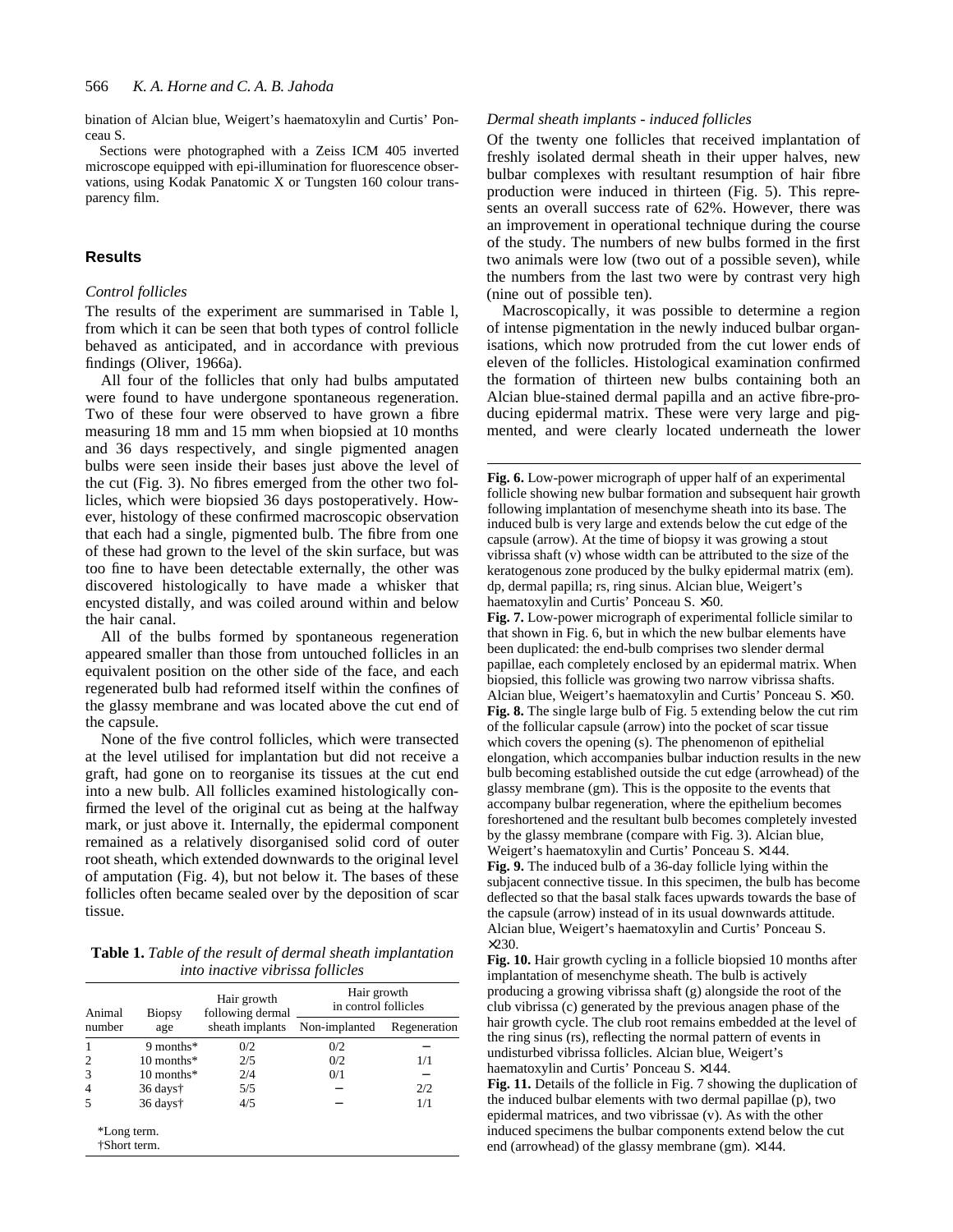bination of Alcian blue, Weigert's haematoxylin and Curtis' Ponceau S.

Sections were photographed with a Zeiss ICM 405 inverted microscope equipped with epi-illumination for fluorescence observations, using Kodak Panatomic X or Tungsten 160 colour transparency film.

## Results

### *Control follicles*

The results of the experiment are summarised in Table l, from which it can be seen that both types of control follicle behaved as anticipated, and in accordance with previous findings (Oliver, 1966a).

All four of the follicles that only had bulbs amputated were found to have undergone spontaneous regeneration. Two of these four were observed to have grown a fibre measuring 18 mm and 15 mm when biopsied at 10 months and 36 days respectively, and single pigmented anagen bulbs were seen inside their bases just above the level of the cut (Fig. 3). No fibres emerged from the other two follicles, which were biopsied 36 days postoperatively. However, histology of these confirmed macroscopic observation that each had a single, pigmented bulb. The fibre from one of these had grown to the level of the skin surface, but was too fine to have been detectable externally, the other was discovered histologically to have made a whisker that encysted distally, and was coiled around within and below the hair canal.

All of the bulbs formed by spontaneous regeneration appeared smaller than those from untouched follicles in an equivalent position on the other side of the face, and each regenerated bulb had reformed itself within the confines of the glassy membrane and was located above the cut end of the capsule.

None of the five control follicles, which were transected at the level utilised for implantation but did not receive a graft, had gone on to reorganise its tissues at the cut end into a new bulb. All follicles examined histologically confirmed the level of the original cut as being at the halfway mark, or just above it. Internally, the epidermal component remained as a relatively disorganised solid cord of outer root sheath, which extended downwards to the original level of amputation (Fig. 4), but not below it. The bases of these follicles often became sealed over by the deposition of scar tissue.

**Table 1.** *Table of the result of dermal sheath implantation into inactive vibrissa follicles*

| Animal number | Biopsy age | Hair growth following dermal sheath implants | Hair growth in control follicles | |
|---|---|---|---|---|
| | | | Non-implanted | Regeneration |
| 1 | 9 months* | 0/2 | 0/2 | – |
| 2 | 10 months* | 2/5 | 0/2 | 1/1 |
| 3 | 10 months* | 2/4 | 0/1 | – |
| 4 | 36 days† | 5/5 | – | 2/2 |
| 5 | 36 days† | 4/5 | – | 1/1 |

*Long term.
†Short term.

### *Dermal sheath implants - induced follicles*

Of the twenty one follicles that received implantation of freshly isolated dermal sheath in their upper halves, new bulbar complexes with resultant resumption of hair fibre production were induced in thirteen (Fig. 5). This represents an overall success rate of 62%. However, there was an improvement in operational technique during the course of the study. The numbers of new bulbs formed in the first two animals were low (two out of a possible seven), while the numbers from the last two were by contrast very high (nine out of possible ten).

Macroscopically, it was possible to determine a region of intense pigmentation in the newly induced bulbar organisations, which now protruded from the cut lower ends of eleven of the follicles. Histological examination confirmed the formation of thirteen new bulbs containing both an Alcian blue-stained dermal papilla and an active fibre-producing epidermal matrix. These were very large and pigmented, and were clearly located underneath the lower

**Fig. 6.** Low-power micrograph of upper half of an experimental follicle showing new bulbar formation and subsequent hair growth following implantation of mesenchyme sheath into its base. The induced bulb is very large and extends below the cut edge of the capsule (arrow). At the time of biopsy it was growing a stout vibrissa shaft (v) whose width can be attributed to the size of the keratogenous zone produced by the bulky epidermal matrix (em). dp, dermal papilla; rs, ring sinus. Alcian blue, Weigert's haematoxylin and Curtis' Ponceau S. ×50.

**Fig. 7.** Low-power micrograph of experimental follicle similar to that shown in Fig. 6, but in which the new bulbar elements have been duplicated: the end-bulb comprises two slender dermal papillae, each completely enclosed by an epidermal matrix. When biopsied, this follicle was growing two narrow vibrissa shafts. Alcian blue, Weigert's haematoxylin and Curtis' Ponceau S. ×50.

**Fig. 8.** The single large bulb of Fig. 5 extending below the cut rim of the follicular capsule (arrow) into the pocket of scar tissue which covers the opening (s). The phenomenon of epithelial elongation, which accompanies bulbar induction results in the new bulb becoming established outside the cut edge (arrowhead) of the glassy membrane (gm). This is the opposite to the events that accompany bulbar regeneration, where the epithelium becomes foreshortened and the resultant bulb becomes completely invested by the glassy membrane (compare with Fig. 3). Alcian blue, Weigert's haematoxylin and Curtis' Ponceau S. ×144.

**Fig. 9.** The induced bulb of a 36-day follicle lying within the subjacent connective tissue. In this specimen, the bulb has become deflected so that the basal stalk faces upwards towards the base of the capsule (arrow) instead of in its usual downwards attitude. Alcian blue, Weigert's haematoxylin and Curtis' Ponceau S. ×230.

**Fig. 10.** Hair growth cycling in a follicle biopsied 10 months after implantation of mesenchyme sheath. The bulb is actively producing a growing vibrissa shaft (g) alongside the root of the club vibrissa (c) generated by the previous anagen phase of the hair growth cycle. The club root remains embedded at the level of the ring sinus (rs), reflecting the normal pattern of events in undisturbed vibrissa follicles. Alcian blue, Weigert's haematoxylin and Curtis' Ponceau S. ×144.

**Fig. 11.** Details of the follicle in Fig. 7 showing the duplication of the induced bulbar elements with two dermal papillae (p), two epidermal matrices, and two vibrissae (v). As with the other induced specimens the bulbar components extend below the cut end (arrowhead) of the glassy membrane (gm). ×144.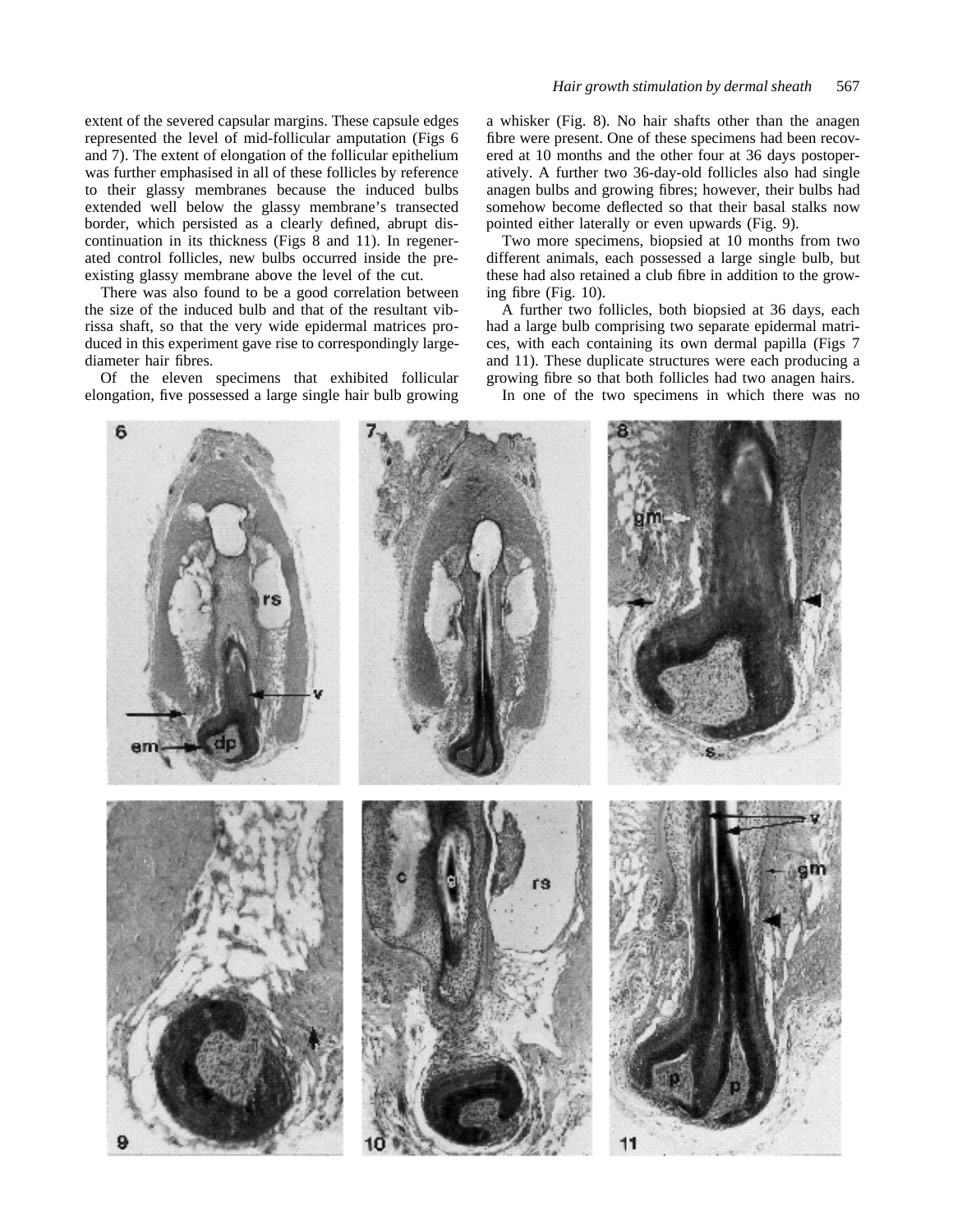extent of the severed capsular margins. These capsule edges represented the level of mid-follicular amputation (Figs 6 and 7). The extent of elongation of the follicular epithelium was further emphasised in all of these follicles by reference to their glassy membranes because the induced bulbs extended well below the glassy membrane's transected border, which persisted as a clearly defined, abrupt discontinuation in its thickness (Figs 8 and 11). In regenerated control follicles, new bulbs occurred inside the pre-existing glassy membrane above the level of the cut.

There was also found to be a good correlation between the size of the induced bulb and that of the resultant vibrissa shaft, so that the very wide epidermal matrices produced in this experiment gave rise to correspondingly large-diameter hair fibres.

Of the eleven specimens that exhibited follicular elongation, five possessed a large single hair bulb growing a whisker (Fig. 8). No hair shafts other than the anagen fibre were present. One of these specimens had been recovered at 10 months and the other four at 36 days postoperatively. A further two 36-day-old follicles also had single anagen bulbs and growing fibres; however, their bulbs had somehow become deflected so that their basal stalks now pointed either laterally or even upwards (Fig. 9).

Two more specimens, biopsied at 10 months from two different animals, each possessed a large single bulb, but these had also retained a club fibre in addition to the growing fibre (Fig. 10).

A further two follicles, both biopsied at 36 days, each had a large bulb comprising two separate epidermal matrices, with each containing its own dermal papilla (Figs 7 and 11). These duplicate structures were each producing a growing fibre so that both follicles had two anagen hairs.

In one of the two specimens in which there was no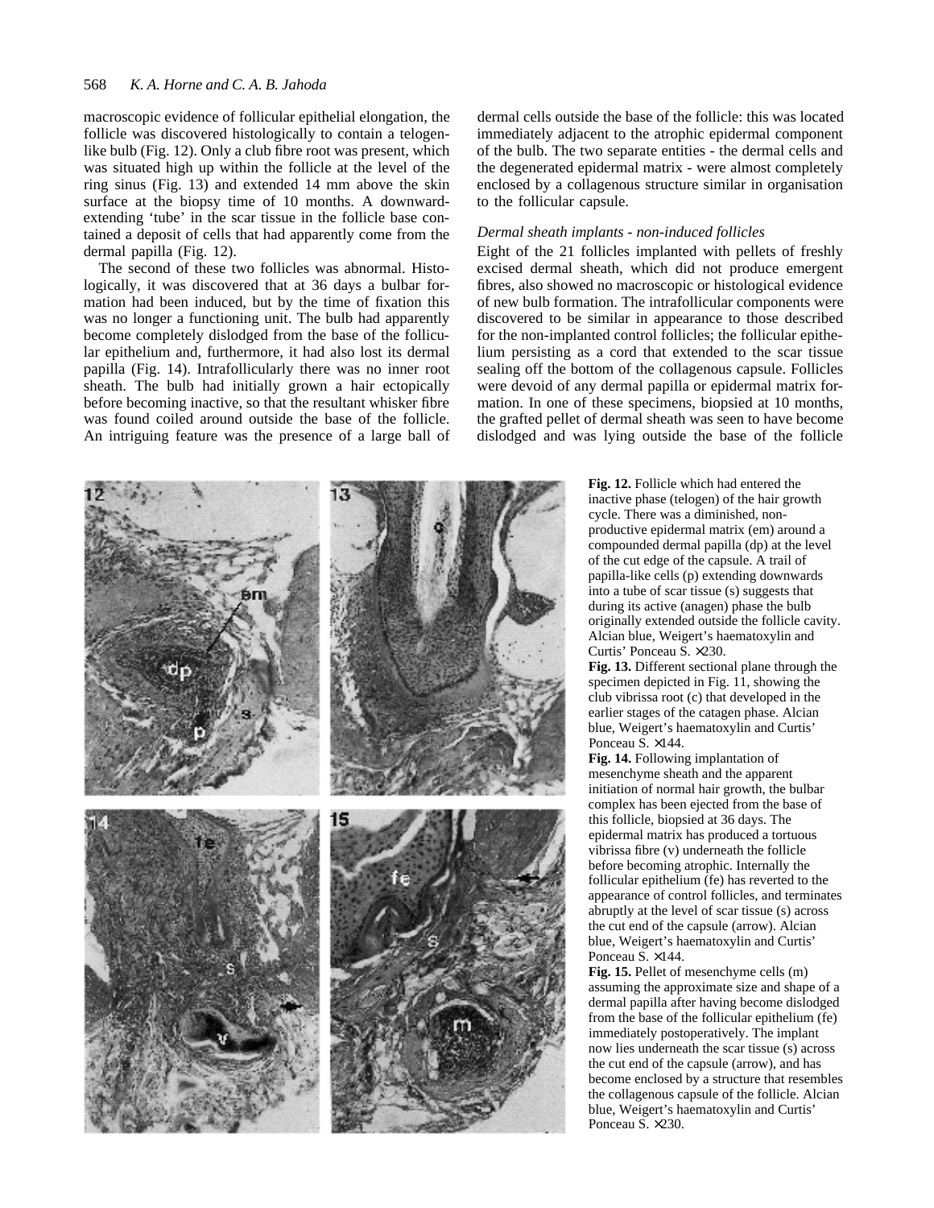macroscopic evidence of follicular epithelial elongation, the follicle was discovered histologically to contain a telogen-like bulb (Fig. 12). Only a club fibre root was present, which was situated high up within the follicle at the level of the ring sinus (Fig. 13) and extended 14 mm above the skin surface at the biopsy time of 10 months. A downward-extending 'tube' in the scar tissue in the follicle base contained a deposit of cells that had apparently come from the dermal papilla (Fig. 12).

The second of these two follicles was abnormal. Histologically, it was discovered that at 36 days a bulbar formation had been induced, but by the time of fixation this was no longer a functioning unit. The bulb had apparently become completely dislodged from the base of the follicular epithelium and, furthermore, it had also lost its dermal papilla (Fig. 14). Intrafollicularly there was no inner root sheath. The bulb had initially grown a hair ectopically before becoming inactive, so that the resultant whisker fibre was found coiled around outside the base of the follicle. An intriguing feature was the presence of a large ball of dermal cells outside the base of the follicle: this was located immediately adjacent to the atrophic epidermal component of the bulb. The two separate entities - the dermal cells and the degenerated epidermal matrix - were almost completely enclosed by a collagenous structure similar in organisation to the follicular capsule.

### *Dermal sheath implants - non-induced follicles*

Eight of the 21 follicles implanted with pellets of freshly excised dermal sheath, which did not produce emergent fibres, also showed no macroscopic or histological evidence of new bulb formation. The intrafollicular components were discovered to be similar in appearance to those described for the non-implanted control follicles; the follicular epithelium persisting as a cord that extended to the scar tissue sealing off the bottom of the collagenous capsule. Follicles were devoid of any dermal papilla or epidermal matrix formation. In one of these specimens, biopsied at 10 months, the grafted pellet of dermal sheath was seen to have become dislodged and was lying outside the base of the follicle

**Fig. 12.** Follicle which had entered the inactive phase (telogen) of the hair growth cycle. There was a diminished, non-productive epidermal matrix (em) around a compounded dermal papilla (dp) at the level of the cut edge of the capsule. A trail of papilla-like cells (p) extending downwards into a tube of scar tissue (s) suggests that during its active (anagen) phase the bulb originally extended outside the follicle cavity. Alcian blue, Weigert's haematoxylin and Curtis' Ponceau S. ×230.

**Fig. 13.** Different sectional plane through the specimen depicted in Fig. 11, showing the club vibrissa root (c) that developed in the earlier stages of the catagen phase. Alcian blue, Weigert's haematoxylin and Curtis' Ponceau S. ×144.

**Fig. 14.** Following implantation of mesenchyme sheath and the apparent initiation of normal hair growth, the bulbar complex has been ejected from the base of this follicle, biopsied at 36 days. The epidermal matrix has produced a tortuous vibrissa fibre (v) underneath the follicle before becoming atrophic. Internally the follicular epithelium (fe) has reverted to the appearance of control follicles, and terminates abruptly at the level of scar tissue (s) across the cut end of the capsule (arrow). Alcian blue, Weigert's haematoxylin and Curtis' Ponceau S. ×144.

**Fig. 15.** Pellet of mesenchyme cells (m) assuming the approximate size and shape of a dermal papilla after having become dislodged from the base of the follicular epithelium (fe) immediately postoperatively. The implant now lies underneath the scar tissue (s) across the cut end of the capsule (arrow), and has become enclosed by a structure that resembles the collagenous capsule of the follicle. Alcian blue, Weigert's haematoxylin and Curtis' Ponceau S. ×230.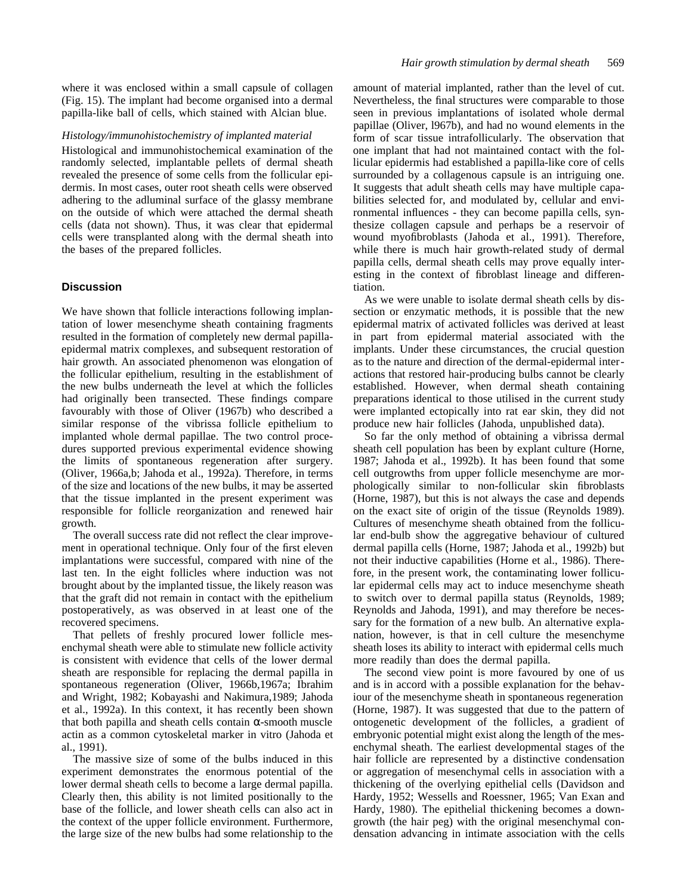where it was enclosed within a small capsule of collagen (Fig. 15). The implant had become organised into a dermal papilla-like ball of cells, which stained with Alcian blue.

*Histology/immunohistochemistry of implanted material*

Histological and immunohistochemical examination of the randomly selected, implantable pellets of dermal sheath revealed the presence of some cells from the follicular epidermis. In most cases, outer root sheath cells were observed adhering to the adluminal surface of the glassy membrane on the outside of which were attached the dermal sheath cells (data not shown). Thus, it was clear that epidermal cells were transplanted along with the dermal sheath into the bases of the prepared follicles.

## Discussion

We have shown that follicle interactions following implantation of lower mesenchyme sheath containing fragments resulted in the formation of completely new dermal papilla-epidermal matrix complexes, and subsequent restoration of hair growth. An associated phenomenon was elongation of the follicular epithelium, resulting in the establishment of the new bulbs underneath the level at which the follicles had originally been transected. These findings compare favourably with those of Oliver (1967b) who described a similar response of the vibrissa follicle epithelium to implanted whole dermal papillae. The two control procedures supported previous experimental evidence showing the limits of spontaneous regeneration after surgery. (Oliver, 1966a,b; Jahoda et al., 1992a). Therefore, in terms of the size and locations of the new bulbs, it may be asserted that the tissue implanted in the present experiment was responsible for follicle reorganization and renewed hair growth.

The overall success rate did not reflect the clear improvement in operational technique. Only four of the first eleven implantations were successful, compared with nine of the last ten. In the eight follicles where induction was not brought about by the implanted tissue, the likely reason was that the graft did not remain in contact with the epithelium postoperatively, as was observed in at least one of the recovered specimens.

That pellets of freshly procured lower follicle mesenchymal sheath were able to stimulate new follicle activity is consistent with evidence that cells of the lower dermal sheath are responsible for replacing the dermal papilla in spontaneous regeneration (Oliver, 1966b,1967a; Ibrahim and Wright, 1982; Kobayashi and Nakimura,1989; Jahoda et al., 1992a). In this context, it has recently been shown that both papilla and sheath cells contain $\alpha$-smooth muscle actin as a common cytoskeletal marker in vitro (Jahoda et al., 1991).

The massive size of some of the bulbs induced in this experiment demonstrates the enormous potential of the lower dermal sheath cells to become a large dermal papilla. Clearly then, this ability is not limited positionally to the base of the follicle, and lower sheath cells can also act in the context of the upper follicle environment. Furthermore, the large size of the new bulbs had some relationship to the amount of material implanted, rather than the level of cut. Nevertheless, the final structures were comparable to those seen in previous implantations of isolated whole dermal papillae (Oliver, l967b), and had no wound elements in the form of scar tissue intrafollicularly. The observation that one implant that had not maintained contact with the follicular epidermis had established a papilla-like core of cells surrounded by a collagenous capsule is an intriguing one. It suggests that adult sheath cells may have multiple capabilities selected for, and modulated by, cellular and environmental influences - they can become papilla cells, synthesize collagen capsule and perhaps be a reservoir of wound myofibroblasts (Jahoda et al., 1991). Therefore, while there is much hair growth-related study of dermal papilla cells, dermal sheath cells may prove equally interesting in the context of fibroblast lineage and differentiation.

As we were unable to isolate dermal sheath cells by dissection or enzymatic methods, it is possible that the new epidermal matrix of activated follicles was derived at least in part from epidermal material associated with the implants. Under these circumstances, the crucial question as to the nature and direction of the dermal-epidermal interactions that restored hair-producing bulbs cannot be clearly established. However, when dermal sheath containing preparations identical to those utilised in the current study were implanted ectopically into rat ear skin, they did not produce new hair follicles (Jahoda, unpublished data).

So far the only method of obtaining a vibrissa dermal sheath cell population has been by explant culture (Horne, 1987; Jahoda et al., 1992b). It has been found that some cell outgrowths from upper follicle mesenchyme are morphologically similar to non-follicular skin fibroblasts (Horne, 1987), but this is not always the case and depends on the exact site of origin of the tissue (Reynolds 1989). Cultures of mesenchyme sheath obtained from the follicular end-bulb show the aggregative behaviour of cultured dermal papilla cells (Horne, 1987; Jahoda et al., 1992b) but not their inductive capabilities (Horne et al., 1986). Therefore, in the present work, the contaminating lower follicular epidermal cells may act to induce mesenchyme sheath to switch over to dermal papilla status (Reynolds, 1989; Reynolds and Jahoda, 1991), and may therefore be necessary for the formation of a new bulb. An alternative explanation, however, is that in cell culture the mesenchyme sheath loses its ability to interact with epidermal cells much more readily than does the dermal papilla.

The second view point is more favoured by one of us and is in accord with a possible explanation for the behaviour of the mesenchyme sheath in spontaneous regeneration (Horne, 1987). It was suggested that due to the pattern of ontogenetic development of the follicles, a gradient of embryonic potential might exist along the length of the mesenchymal sheath. The earliest developmental stages of the hair follicle are represented by a distinctive condensation or aggregation of mesenchymal cells in association with a thickening of the overlying epithelial cells (Davidson and Hardy, 1952; Wessells and Roessner, 1965; Van Exan and Hardy, 1980). The epithelial thickening becomes a downgrowth (the hair peg) with the original mesenchymal condensation advancing in intimate association with the cells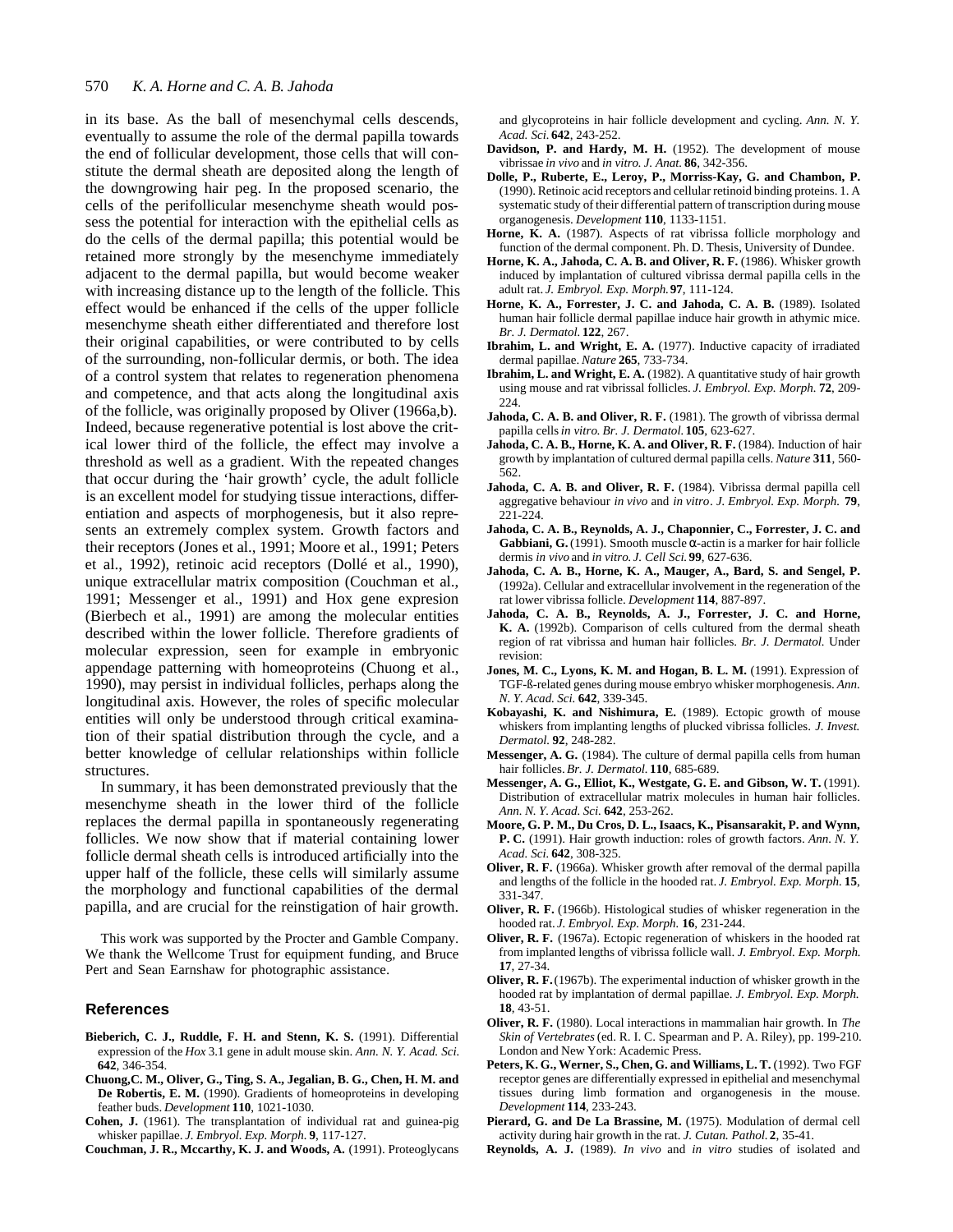in its base. As the ball of mesenchymal cells descends, eventually to assume the role of the dermal papilla towards the end of follicular development, those cells that will constitute the dermal sheath are deposited along the length of the downgrowing hair peg. In the proposed scenario, the cells of the perifollicular mesenchyme sheath would possess the potential for interaction with the epithelial cells as do the cells of the dermal papilla; this potential would be retained more strongly by the mesenchyme immediately adjacent to the dermal papilla, but would become weaker with increasing distance up to the length of the follicle. This effect would be enhanced if the cells of the upper follicle mesenchyme sheath either differentiated and therefore lost their original capabilities, or were contributed to by cells of the surrounding, non-follicular dermis, or both. The idea of a control system that relates to regeneration phenomena and competence, and that acts along the longitudinal axis of the follicle, was originally proposed by Oliver (1966a,b). Indeed, because regenerative potential is lost above the critical lower third of the follicle, the effect may involve a threshold as well as a gradient. With the repeated changes that occur during the 'hair growth' cycle, the adult follicle is an excellent model for studying tissue interactions, differentiation and aspects of morphogenesis, but it also represents an extremely complex system. Growth factors and their receptors (Jones et al., 1991; Moore et al., 1991; Peters et al., 1992), retinoic acid receptors (Dollé et al., 1990), unique extracellular matrix composition (Couchman et al., 1991; Messenger et al., 1991) and Hox gene expresion (Bierbech et al., 1991) are among the molecular entities described within the lower follicle. Therefore gradients of molecular expression, seen for example in embryonic appendage patterning with homeoproteins (Chuong et al., 1990), may persist in individual follicles, perhaps along the longitudinal axis. However, the roles of specific molecular entities will only be understood through critical examination of their spatial distribution through the cycle, and a better knowledge of cellular relationships within follicle structures.

In summary, it has been demonstrated previously that the mesenchyme sheath in the lower third of the follicle replaces the dermal papilla in spontaneously regenerating follicles. We now show that if material containing lower follicle dermal sheath cells is introduced artificially into the upper half of the follicle, these cells will similarly assume the morphology and functional capabilities of the dermal papilla, and are crucial for the reinstigation of hair growth.

This work was supported by the Procter and Gamble Company. We thank the Wellcome Trust for equipment funding, and Bruce Pert and Sean Earnshaw for photographic assistance.

## References

**Bieberich, C. J., Ruddle, F. H. and Stenn, K. S.** (1991). Differential expression of the *Hox* 3.1 gene in adult mouse skin. *Ann. N. Y. Acad. Sci.* **642**, 346-354.

**Chuong,C. M., Oliver, G., Ting, S. A., Jegalian, B. G., Chen, H. M. and De Robertis, E. M.** (1990). Gradients of homeoproteins in developing feather buds. *Development* **110**, 1021-1030.

**Cohen, J.** (1961). The transplantation of individual rat and guinea-pig whisker papillae. *J. Embryol. Exp. Morph.* **9**, 117-127.

**Couchman, J. R., Mccarthy, K. J. and Woods, A.** (1991). Proteoglycans and glycoproteins in hair follicle development and cycling. *Ann. N. Y. Acad. Sci.* **642**, 243-252.

**Davidson, P. and Hardy, M. H.** (1952). The development of mouse vibrissae *in vivo* and *in vitro. J. Anat.* **86**, 342-356.

**Dolle, P., Ruberte, E., Leroy, P., Morriss-Kay, G. and Chambon, P.** (1990). Retinoic acid receptors and cellular retinoid binding proteins. 1. A systematic study of their differential pattern of transcription during mouse organogenesis. *Development* **110**, 1133-1151.

**Horne, K. A.** (1987). Aspects of rat vibrissa follicle morphology and function of the dermal component. Ph. D. Thesis, University of Dundee.

**Horne, K. A., Jahoda, C. A. B. and Oliver, R. F.** (1986). Whisker growth induced by implantation of cultured vibrissa dermal papilla cells in the adult rat. *J. Embryol. Exp. Morph.* **97**, 111-124.

**Horne, K. A., Forrester, J. C. and Jahoda, C. A. B.** (1989). Isolated human hair follicle dermal papillae induce hair growth in athymic mice. *Br. J. Dermatol.* **122**, 267.

**Ibrahim, L. and Wright, E. A.** (1977). Inductive capacity of irradiated dermal papillae. *Nature* **265**, 733-734.

**Ibrahim, L. and Wright, E. A.** (1982). A quantitative study of hair growth using mouse and rat vibrissal follicles. *J. Embryol. Exp. Morph.* **72**, 209-224.

**Jahoda, C. A. B. and Oliver, R. F.** (1981). The growth of vibrissa dermal papilla cells *in vitro. Br. J. Dermatol.* **105**, 623-627.

**Jahoda, C. A. B., Horne, K. A. and Oliver, R. F.** (1984). Induction of hair growth by implantation of cultured dermal papilla cells. *Nature* **311**, 560-562.

**Jahoda, C. A. B. and Oliver, R. F.** (1984). Vibrissa dermal papilla cell aggregative behaviour *in vivo* and *in vitro*. *J. Embryol. Exp. Morph.* **79**, 221-224.

**Jahoda, C. A. B., Reynolds, A. J., Chaponnier, C., Forrester, J. C. and Gabbiani, G.** (1991). Smooth muscle α-actin is a marker for hair follicle dermis *in vivo* and *in vitro. J. Cell Sci.* **99**, 627-636.

**Jahoda, C. A. B., Horne, K. A., Mauger, A., Bard, S. and Sengel, P.** (1992a). Cellular and extracellular involvement in the regeneration of the rat lower vibrissa follicle. *Development* **114**, 887-897.

**Jahoda, C. A. B., Reynolds, A. J., Forrester, J. C. and Horne, K. A.** (1992b). Comparison of cells cultured from the dermal sheath region of rat vibrissa and human hair follicles. *Br. J. Dermatol.* Under revision:

**Jones, M. C., Lyons, K. M. and Hogan, B. L. M.** (1991). Expression of TGF-ß-related genes during mouse embryo whisker morphogenesis. *Ann. N. Y. Acad. Sci.* **642**, 339-345.

**Kobayashi, K. and Nishimura, E.** (1989). Ectopic growth of mouse whiskers from implanting lengths of plucked vibrissa follicles. *J. Invest. Dermatol.* **92**, 248-282.

**Messenger, A. G.** (1984). The culture of dermal papilla cells from human hair follicles. *Br. J. Dermatol.* **110**, 685-689.

**Messenger, A. G., Elliot, K., Westgate, G. E. and Gibson, W. T.** (1991). Distribution of extracellular matrix molecules in human hair follicles. *Ann. N. Y. Acad. Sci.* **642**, 253-262.

**Moore, G. P. M., Du Cros, D. L., Isaacs, K., Pisansarakit, P. and Wynn, P. C.** (1991). Hair growth induction: roles of growth factors. *Ann. N. Y. Acad. Sci.* **642**, 308-325.

**Oliver, R. F.** (1966a). Whisker growth after removal of the dermal papilla and lengths of the follicle in the hooded rat. *J. Embryol. Exp. Morph.* **15**, 331-347.

**Oliver, R. F.** (1966b). Histological studies of whisker regeneration in the hooded rat. *J. Embryol. Exp. Morph.* **16**, 231-244.

**Oliver, R. F.** (1967a). Ectopic regeneration of whiskers in the hooded rat from implanted lengths of vibrissa follicle wall. *J. Embryol. Exp. Morph.* **17**, 27-34.

**Oliver, R. F.** (1967b). The experimental induction of whisker growth in the hooded rat by implantation of dermal papillae. *J. Embryol. Exp. Morph.* **18**, 43-51.

**Oliver, R. F.** (1980). Local interactions in mammalian hair growth. In *The Skin of Vertebrates* (ed. R. I. C. Spearman and P. A. Riley), pp. 199-210. London and New York: Academic Press.

**Peters, K. G., Werner, S., Chen, G. and Williams, L. T.** (1992). Two FGF receptor genes are differentially expressed in epithelial and mesenchymal tissues during limb formation and organogenesis in the mouse. *Development* **114**, 233-243.

**Pierard, G. and De La Brassine, M.** (1975). Modulation of dermal cell activity during hair growth in the rat. *J. Cutan. Pathol.* **2**, 35-41.

**Reynolds, A. J.** (1989). *In vivo* and *in vitro* studies of isolated and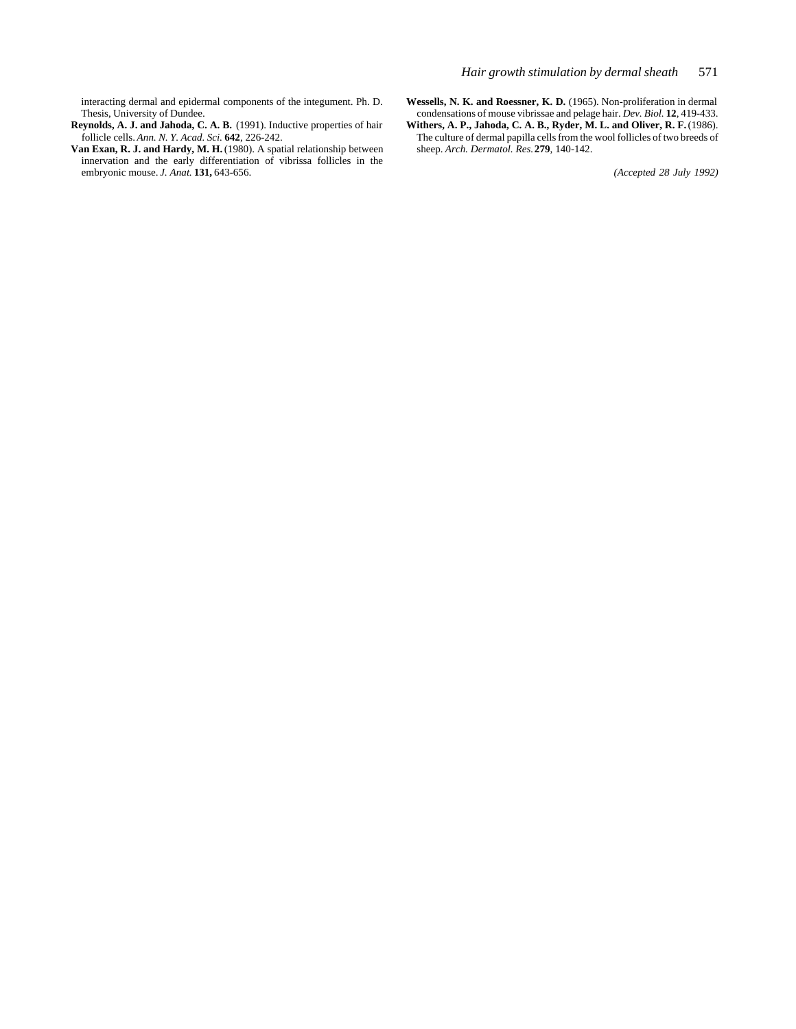interacting dermal and epidermal components of the integument. Ph. D. Thesis, University of Dundee.

**Reynolds, A. J. and Jahoda, C. A. B.** (1991). Inductive properties of hair follicle cells. *Ann. N. Y. Acad. Sci.* **642**, 226-242.

**Van Exan, R. J. and Hardy, M. H.** (1980). A spatial relationship between innervation and the early differentiation of vibrissa follicles in the embryonic mouse. *J. Anat.* **131,** 643-656.

**Wessells, N. K. and Roessner, K. D.** (1965). Non-proliferation in dermal condensations of mouse vibrissae and pelage hair. *Dev. Biol.* **12**, 419-433.

**Withers, A. P., Jahoda, C. A. B., Ryder, M. L. and Oliver, R. F.** (1986). The culture of dermal papilla cells from the wool follicles of two breeds of sheep. *Arch. Dermatol. Res.* **279**, 140-142.

*(Accepted 28 July 1992)*